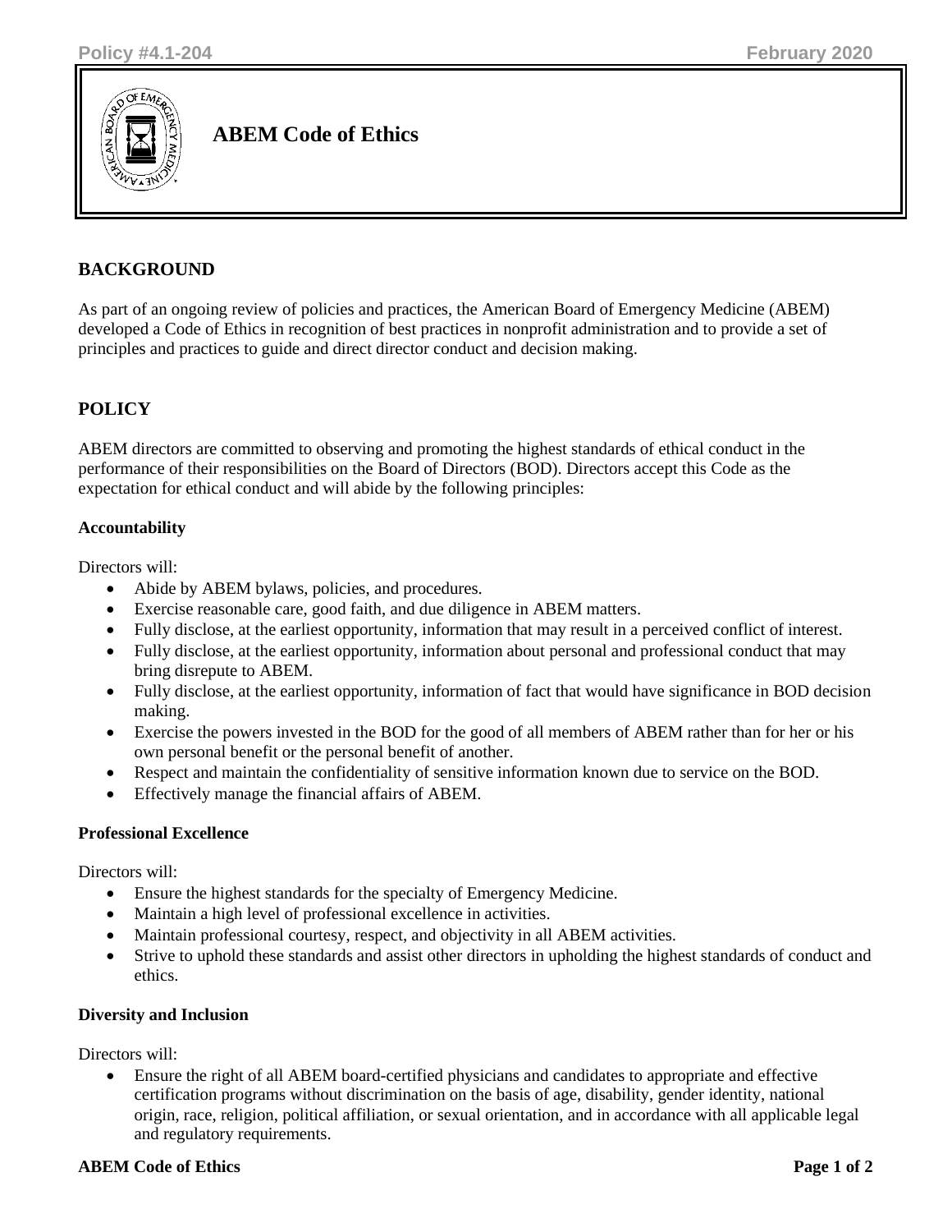# ABEM Code of Ethics

## BACKGROUND

As part of an ongoing review of policies and practices, the American Board of Emergency Medicine (ABEM) developed a Code of Ethics in recognition of best practices in nonprofit administration and to provide a set of principles and practices to guide and direct director conduct and decision making.

## POLICY

ABEM directors are committed to observing and promoting the highest standards of ethical conduct in the performance of their responsibilities on the Board of Directors (BOD). Directors accept this Code as the expectation for ethical conduct and will abide by the following principles:

### Accountability

Directors will:

- Abide by ABEM bylaws, policies, and procedures.
- Exercise reasonable care, good faith, and due diligence in ABEM matters.
- Fully disclose, at the earliest opportunity, information that may result in a perceived conflict of interest.
- Fully disclose, at the earliest opportunity, information about personal and professional conduct that may bring disrepute to ABEM.
- Fully disclose, at the earliest opportunity, information of fact that would have significance in BOD decision making.
- Exercise the powers invested in the BOD for the good of all members of ABEM rather than for her or his own personal benefit or the personal benefit of another.
- Respect and maintain the confidentiality of sensitive information known due to service on the BOD.
- Effectively manage the financial affairs of ABEM.

### Professional Excellence

Directors will:

- Ensure the highest standards for the specialty of Emergency Medicine.
- Maintain a high level of professional excellence in activities.
- Maintain professional courtesy, respect, and objectivity in all ABEM activities.
- Strive to uphold these standards and assist other directors in upholding the highest standards of conduct and ethics.

### Diversity and Inclusion

Directors will:

- Ensure the right of all ABEM board-certified physicians and candidates to appropriate and effective certification programs without discrimination on the basis of age, disability, gender identity, national origin, race, religion, political affiliation, or sexual orientation, and in accordance with all applicable legal and regulatory requirements.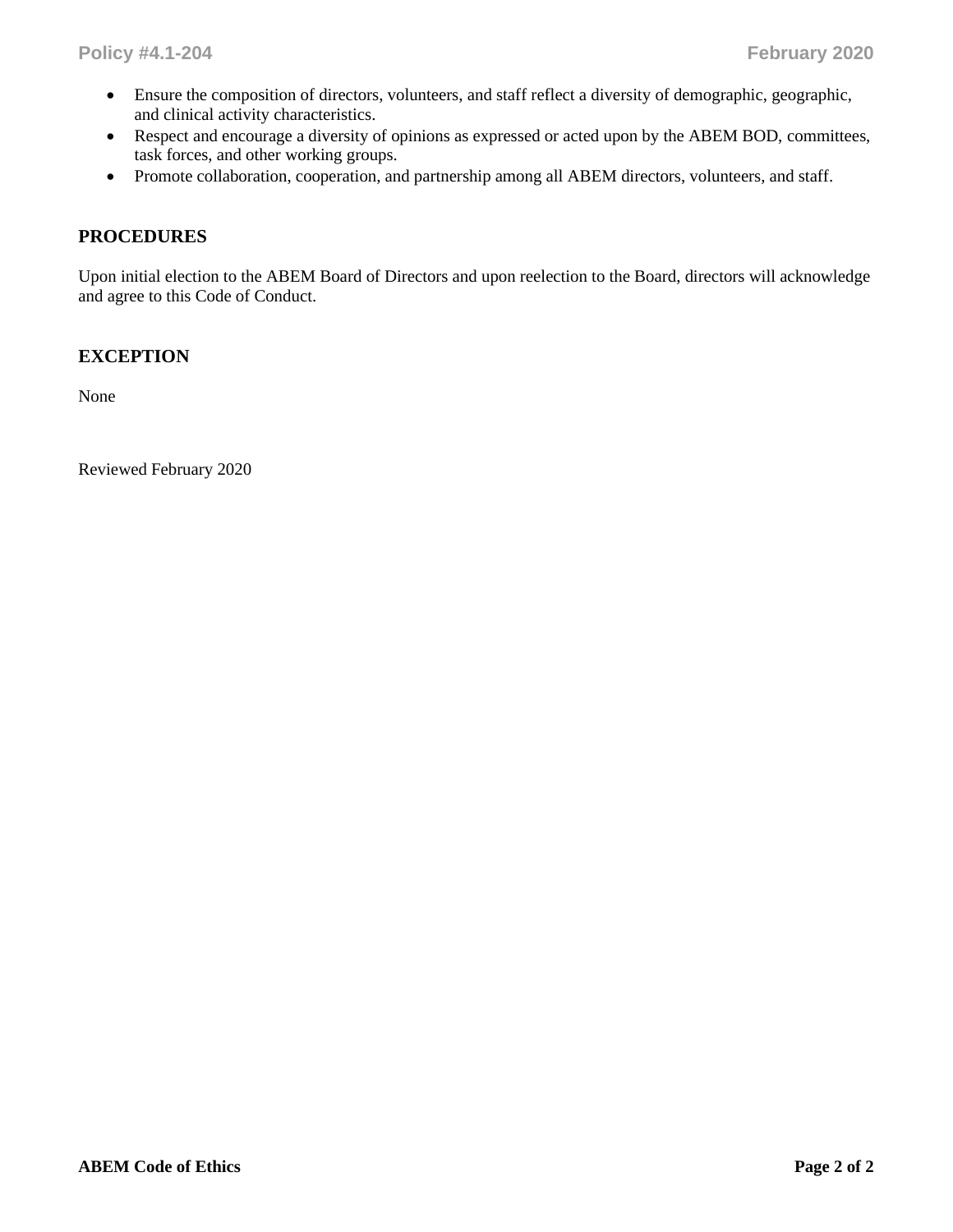- Ensure the composition of directors, volunteers, and staff reflect a diversity of demographic, geographic, and clinical activity characteristics.
- Respect and encourage a diversity of opinions as expressed or acted upon by the ABEM BOD, committees, task forces, and other working groups.
- Promote collaboration, cooperation, and partnership among all ABEM directors, volunteers, and staff.

## PROCEDURES

Upon initial election to the ABEM Board of Directors and upon reelection to the Board, directors will acknowledge and agree to this Code of Conduct.

## EXCEPTION

None

Reviewed February 2020